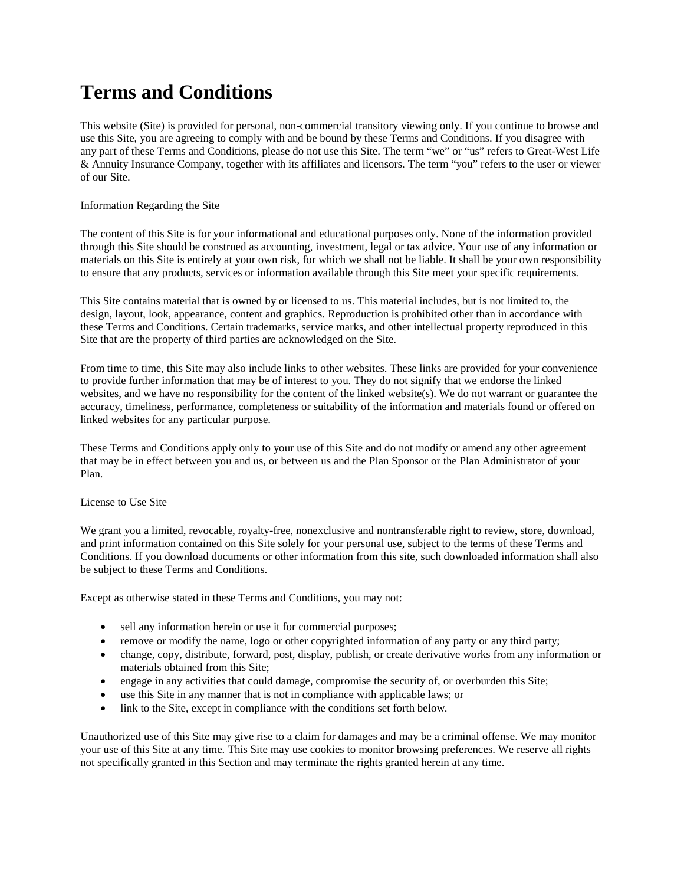# Terms and Conditions

This website (Site) is provided for personal, non-commercial transitory viewing only. If you continue to browse and use this Site, you are agreeing to comply with and be bound by these Terms and Conditions. If you disagree with any part of these Terms and Conditions, please do not use this Site. The term "we" or "us" refers to Great-West Life & Annuity Insurance Company, together with its affiliates and licensors. The term "you" refers to the user or viewer of our Site.

Information Regarding the Site

The content of this Site is for your informational and educational purposes only. None of the information provided through this Site should be construed as accounting, investment, legal or tax advice. Your use of any information or materials on this Site is entirely at your own risk, for which we shall not be liable. It shall be your own responsibility to ensure that any products, services or information available through this Site meet your specific requirements.

This Site contains material that is owned by or licensed to us. This material includes, but is not limited to, the design, layout, look, appearance, content and graphics. Reproduction is prohibited other than in accordance with these Terms and Conditions. Certain trademarks, service marks, and other intellectual property reproduced in this Site that are the property of third parties are acknowledged on the Site.

From time to time, this Site may also include links to other websites. These links are provided for your convenience to provide further information that may be of interest to you. They do not signify that we endorse the linked websites, and we have no responsibility for the content of the linked website(s). We do not warrant or guarantee the accuracy, timeliness, performance, completeness or suitability of the information and materials found or offered on linked websites for any particular purpose.

These Terms and Conditions apply only to your use of this Site and do not modify or amend any other agreement that may be in effect between you and us, or between us and the Plan Sponsor or the Plan Administrator of your Plan.

License to Use Site

We grant you a limited, revocable, royalty-free, nonexclusive and nontransferable right to review, store, download, and print information contained on this Site solely for your personal use, subject to the terms of these Terms and Conditions. If you download documents or other information from this site, such downloaded information shall also be subject to these Terms and Conditions.

Except as otherwise stated in these Terms and Conditions, you may not:

- sell any information herein or use it for commercial purposes;
- remove or modify the name, logo or other copyrighted information of any party or any third party;
- change, copy, distribute, forward, post, display, publish, or create derivative works from any information or materials obtained from this Site;
- engage in any activities that could damage, compromise the security of, or overburden this Site;
- use this Site in any manner that is not in compliance with applicable laws; or
- link to the Site, except in compliance with the conditions set forth below.

Unauthorized use of this Site may give rise to a claim for damages and may be a criminal offense. We may monitor your use of this Site at any time. This Site may use cookies to monitor browsing preferences. We reserve all rights not specifically granted in this Section and may terminate the rights granted herein at any time.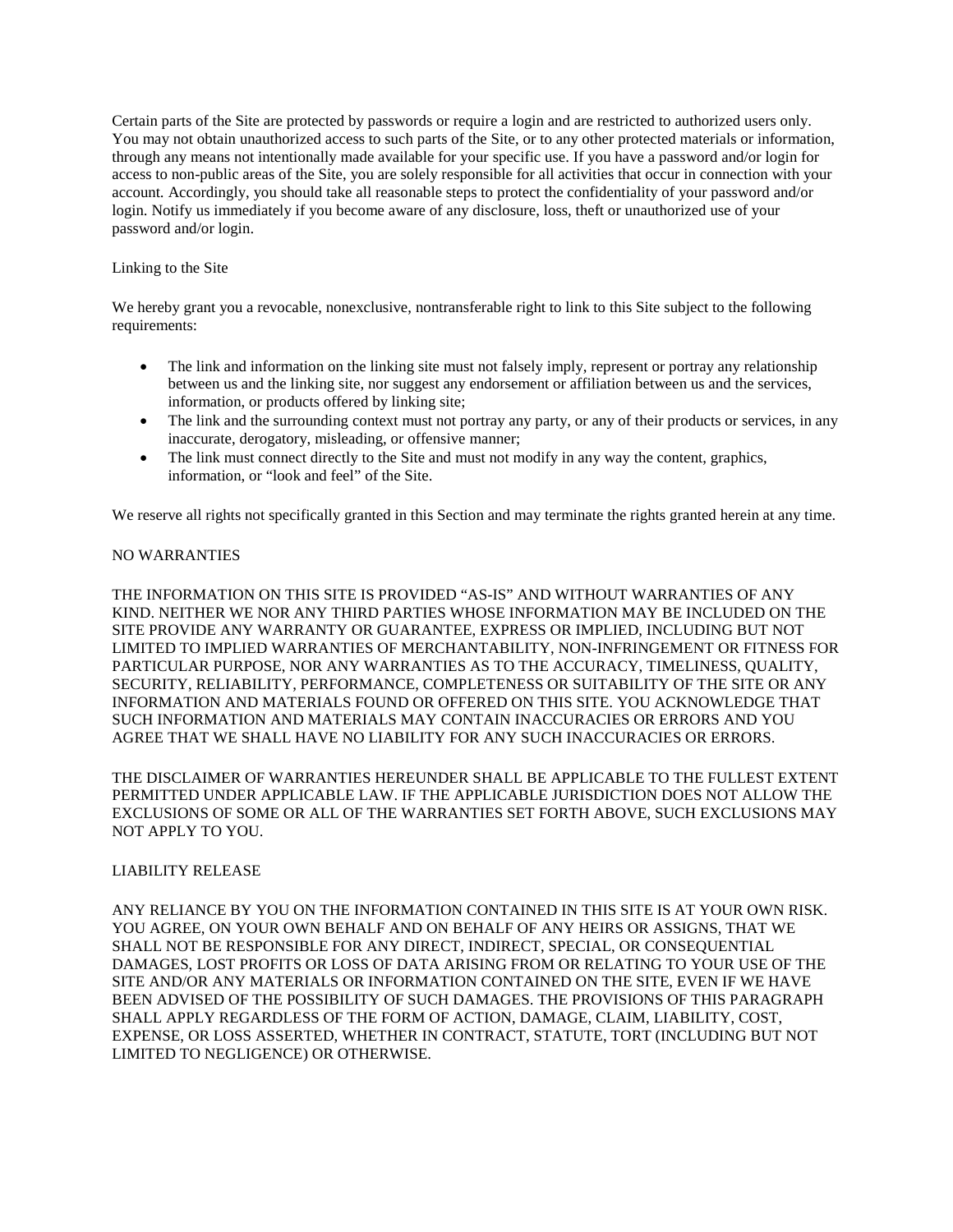Certain parts of the Site are protected by passwords or require a login and are restricted to authorized users only. You may not obtain unauthorized access to such parts of the Site, or to any other protected materials or information, through any means not intentionally made available for your specific use. If you have a password and/or login for access to non-public areas of the Site, you are solely responsible for all activities that occur in connection with your account. Accordingly, you should take all reasonable steps to protect the confidentiality of your password and/or login. Notify us immediately if you become aware of any disclosure, loss, theft or unauthorized use of your password and/or login.

## Linking to the Site

We hereby grant you a revocable, nonexclusive, nontransferable right to link to this Site subject to the following requirements:

- The link and information on the linking site must not falsely imply, represent or portray any relationship between us and the linking site, nor suggest any endorsement or affiliation between us and the services, information, or products offered by linking site;
- The link and the surrounding context must not portray any party, or any of their products or services, in any inaccurate, derogatory, misleading, or offensive manner;
- The link must connect directly to the Site and must not modify in any way the content, graphics, information, or "look and feel" of the Site.

We reserve all rights not specifically granted in this Section and may terminate the rights granted herein at any time.

## NO WARRANTIES

THE INFORMATION ON THIS SITE IS PROVIDED "AS-IS" AND WITHOUT WARRANTIES OF ANY KIND. NEITHER WE NOR ANY THIRD PARTIES WHOSE INFORMATION MAY BE INCLUDED ON THE SITE PROVIDE ANY WARRANTY OR GUARANTEE, EXPRESS OR IMPLIED, INCLUDING BUT NOT LIMITED TO IMPLIED WARRANTIES OF MERCHANTABILITY, NON-INFRINGEMENT OR FITNESS FOR PARTICULAR PURPOSE, NOR ANY WARRANTIES AS TO THE ACCURACY, TIMELINESS, QUALITY, SECURITY, RELIABILITY, PERFORMANCE, COMPLETENESS OR SUITABILITY OF THE SITE OR ANY INFORMATION AND MATERIALS FOUND OR OFFERED ON THIS SITE. YOU ACKNOWLEDGE THAT SUCH INFORMATION AND MATERIALS MAY CONTAIN INACCURACIES OR ERRORS AND YOU AGREE THAT WE SHALL HAVE NO LIABILITY FOR ANY SUCH INACCURACIES OR ERRORS.

THE DISCLAIMER OF WARRANTIES HEREUNDER SHALL BE APPLICABLE TO THE FULLEST EXTENT PERMITTED UNDER APPLICABLE LAW. IF THE APPLICABLE JURISDICTION DOES NOT ALLOW THE EXCLUSIONS OF SOME OR ALL OF THE WARRANTIES SET FORTH ABOVE, SUCH EXCLUSIONS MAY NOT APPLY TO YOU.

## LIABILITY RELEASE

ANY RELIANCE BY YOU ON THE INFORMATION CONTAINED IN THIS SITE IS AT YOUR OWN RISK. YOU AGREE, ON YOUR OWN BEHALF AND ON BEHALF OF ANY HEIRS OR ASSIGNS, THAT WE SHALL NOT BE RESPONSIBLE FOR ANY DIRECT, INDIRECT, SPECIAL, OR CONSEQUENTIAL DAMAGES, LOST PROFITS OR LOSS OF DATA ARISING FROM OR RELATING TO YOUR USE OF THE SITE AND/OR ANY MATERIALS OR INFORMATION CONTAINED ON THE SITE, EVEN IF WE HAVE BEEN ADVISED OF THE POSSIBILITY OF SUCH DAMAGES. THE PROVISIONS OF THIS PARAGRAPH SHALL APPLY REGARDLESS OF THE FORM OF ACTION, DAMAGE, CLAIM, LIABILITY, COST, EXPENSE, OR LOSS ASSERTED, WHETHER IN CONTRACT, STATUTE, TORT (INCLUDING BUT NOT LIMITED TO NEGLIGENCE) OR OTHERWISE.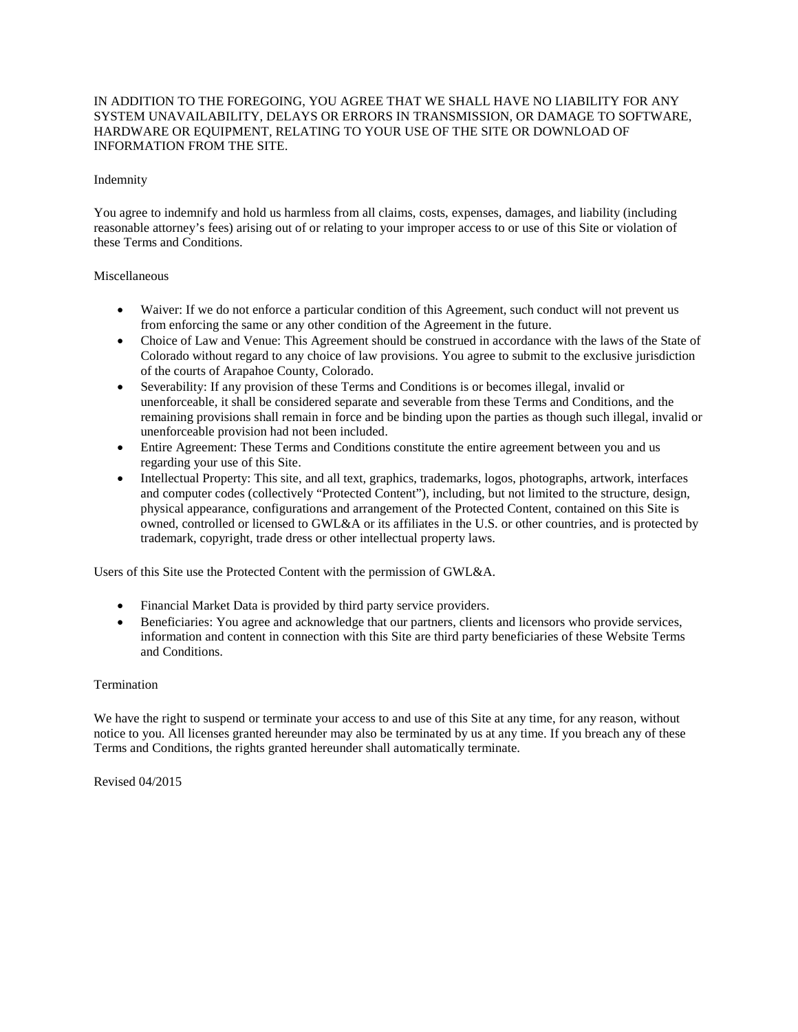IN ADDITION TO THE FOREGOING, YOU AGREE THAT WE SHALL HAVE NO LIABILITY FOR ANY SYSTEM UNAVAILABILITY, DELAYS OR ERRORS IN TRANSMISSION, OR DAMAGE TO SOFTWARE, HARDWARE OR EQUIPMENT, RELATING TO YOUR USE OF THE SITE OR DOWNLOAD OF INFORMATION FROM THE SITE.

Indemnity

You agree to indemnify and hold us harmless from all claims, costs, expenses, damages, and liability (including reasonable attorney's fees) arising out of or relating to your improper access to or use of this Site or violation of these Terms and Conditions.

Miscellaneous

- Waiver: If we do not enforce a particular condition of this Agreement, such conduct will not prevent us from enforcing the same or any other condition of the Agreement in the future.
- Choice of Law and Venue: This Agreement should be construed in accordance with the laws of the State of Colorado without regard to any choice of law provisions. You agree to submit to the exclusive jurisdiction of the courts of Arapahoe County, Colorado.
- Severability: If any provision of these Terms and Conditions is or becomes illegal, invalid or unenforceable, it shall be considered separate and severable from these Terms and Conditions, and the remaining provisions shall remain in force and be binding upon the parties as though such illegal, invalid or unenforceable provision had not been included.
- Entire Agreement: These Terms and Conditions constitute the entire agreement between you and us regarding your use of this Site.
- Intellectual Property: This site, and all text, graphics, trademarks, logos, photographs, artwork, interfaces and computer codes (collectively "Protected Content"), including, but not limited to the structure, design, physical appearance, configurations and arrangement of the Protected Content, contained on this Site is owned, controlled or licensed to GWL&A or its affiliates in the U.S. or other countries, and is protected by trademark, copyright, trade dress or other intellectual property laws.

Users of this Site use the Protected Content with the permission of GWL&A.

- Financial Market Data is provided by third party service providers.
- Beneficiaries: You agree and acknowledge that our partners, clients and licensors who provide services, information and content in connection with this Site are third party beneficiaries of these Website Terms and Conditions.

Termination

We have the right to suspend or terminate your access to and use of this Site at any time, for any reason, without notice to you. All licenses granted hereunder may also be terminated by us at any time. If you breach any of these Terms and Conditions, the rights granted hereunder shall automatically terminate.

Revised 04/2015